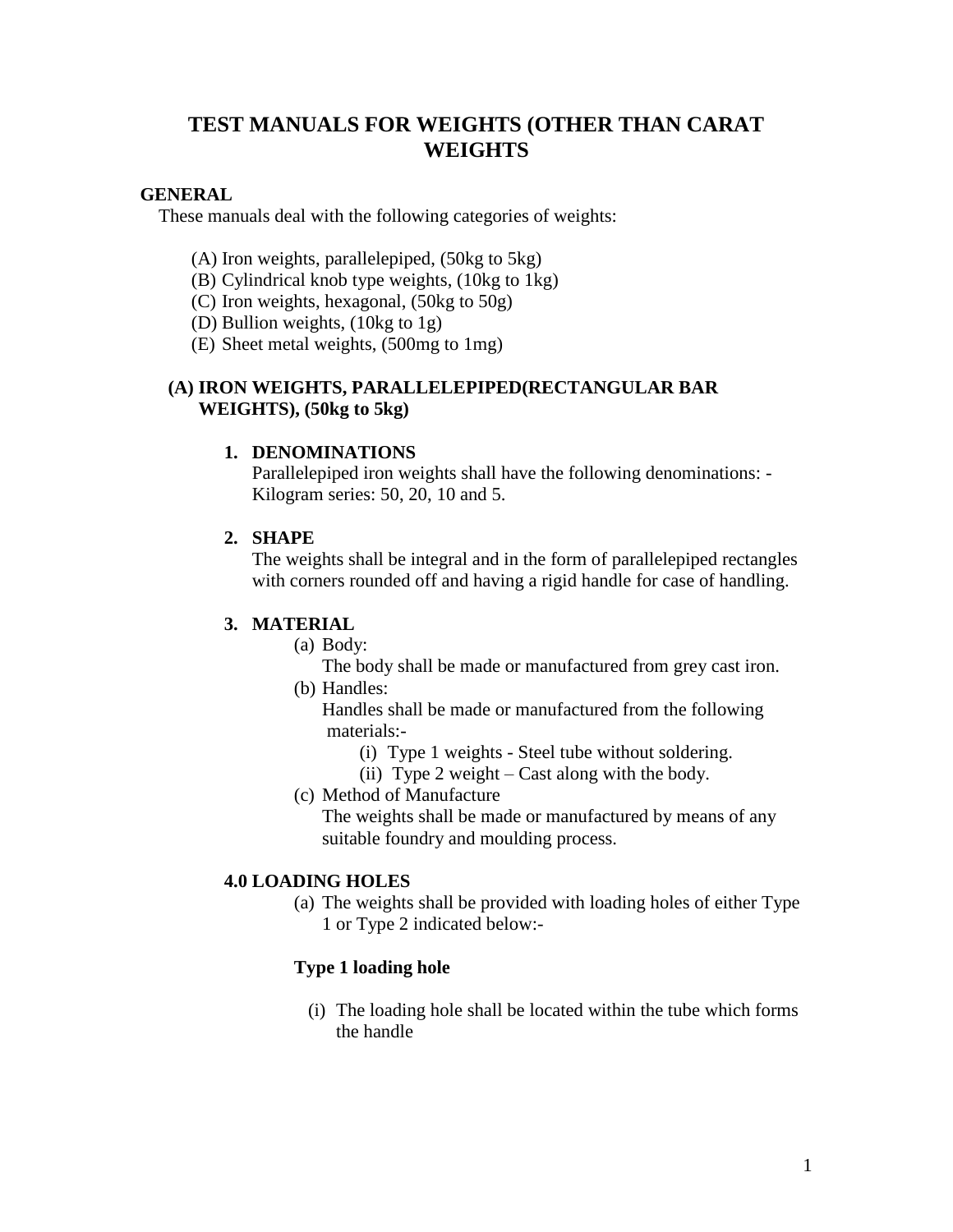# TEST MANUALS FOR WEIGHTS (OTHER THAN CARAT WEIGHTS

## GENERAL

These manuals deal with the following categories of weights:

(A) Iron weights, parallelepiped, (50kg to 5kg)
(B) Cylindrical knob type weights, (10kg to 1kg)
(C) Iron weights, hexagonal, (50kg to 50g)
(D) Bullion weights, (10kg to 1g)
(E) Sheet metal weights, (500mg to 1mg)

## (A) IRON WEIGHTS, PARALLELEPIPED(RECTANGULAR BAR WEIGHTS), (50kg to 5kg)

### 1. DENOMINATIONS

Parallelepiped iron weights shall have the following denominations: - Kilogram series: 50, 20, 10 and 5.

### 2. SHAPE

The weights shall be integral and in the form of parallelepiped rectangles with corners rounded off and having a rigid handle for case of handling.

### 3. MATERIAL

(a) Body:

The body shall be made or manufactured from grey cast iron.

(b) Handles:

Handles shall be made or manufactured from the following materials:-

(i) Type 1 weights - Steel tube without soldering.
(ii) Type 2 weight – Cast along with the body.

(c) Method of Manufacture

The weights shall be made or manufactured by means of any suitable foundry and moulding process.

### 4.0 LOADING HOLES

(a) The weights shall be provided with loading holes of either Type 1 or Type 2 indicated below:-

**Type 1 loading hole**

(i) The loading hole shall be located within the tube which forms the handle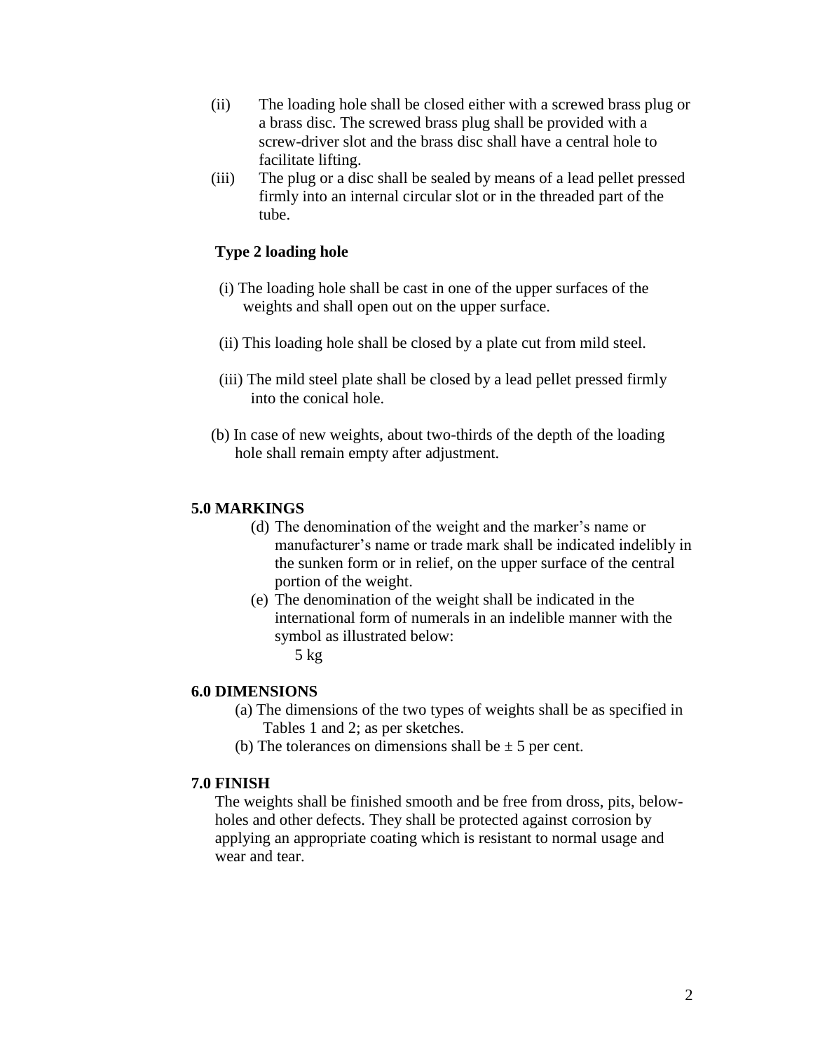(ii) The loading hole shall be closed either with a screwed brass plug or a brass disc. The screwed brass plug shall be provided with a screw-driver slot and the brass disc shall have a central hole to facilitate lifting.

(iii) The plug or a disc shall be sealed by means of a lead pellet pressed firmly into an internal circular slot or in the threaded part of the tube.

**Type 2 loading hole**

(i) The loading hole shall be cast in one of the upper surfaces of the weights and shall open out on the upper surface.

(ii) This loading hole shall be closed by a plate cut from mild steel.

(iii) The mild steel plate shall be closed by a lead pellet pressed firmly into the conical hole.

(b) In case of new weights, about two-thirds of the depth of the loading hole shall remain empty after adjustment.

## 5.0 MARKINGS

(d) The denomination of the weight and the marker's name or manufacturer's name or trade mark shall be indicated indelibly in the sunken form or in relief, on the upper surface of the central portion of the weight.

(e) The denomination of the weight shall be indicated in the international form of numerals in an indelible manner with the symbol as illustrated below:

5 kg

## 6.0 DIMENSIONS

(a) The dimensions of the two types of weights shall be as specified in Tables 1 and 2; as per sketches.

(b) The tolerances on dimensions shall be ± 5 per cent.

## 7.0 FINISH

The weights shall be finished smooth and be free from dross, pits, below-holes and other defects. They shall be protected against corrosion by applying an appropriate coating which is resistant to normal usage and wear and tear.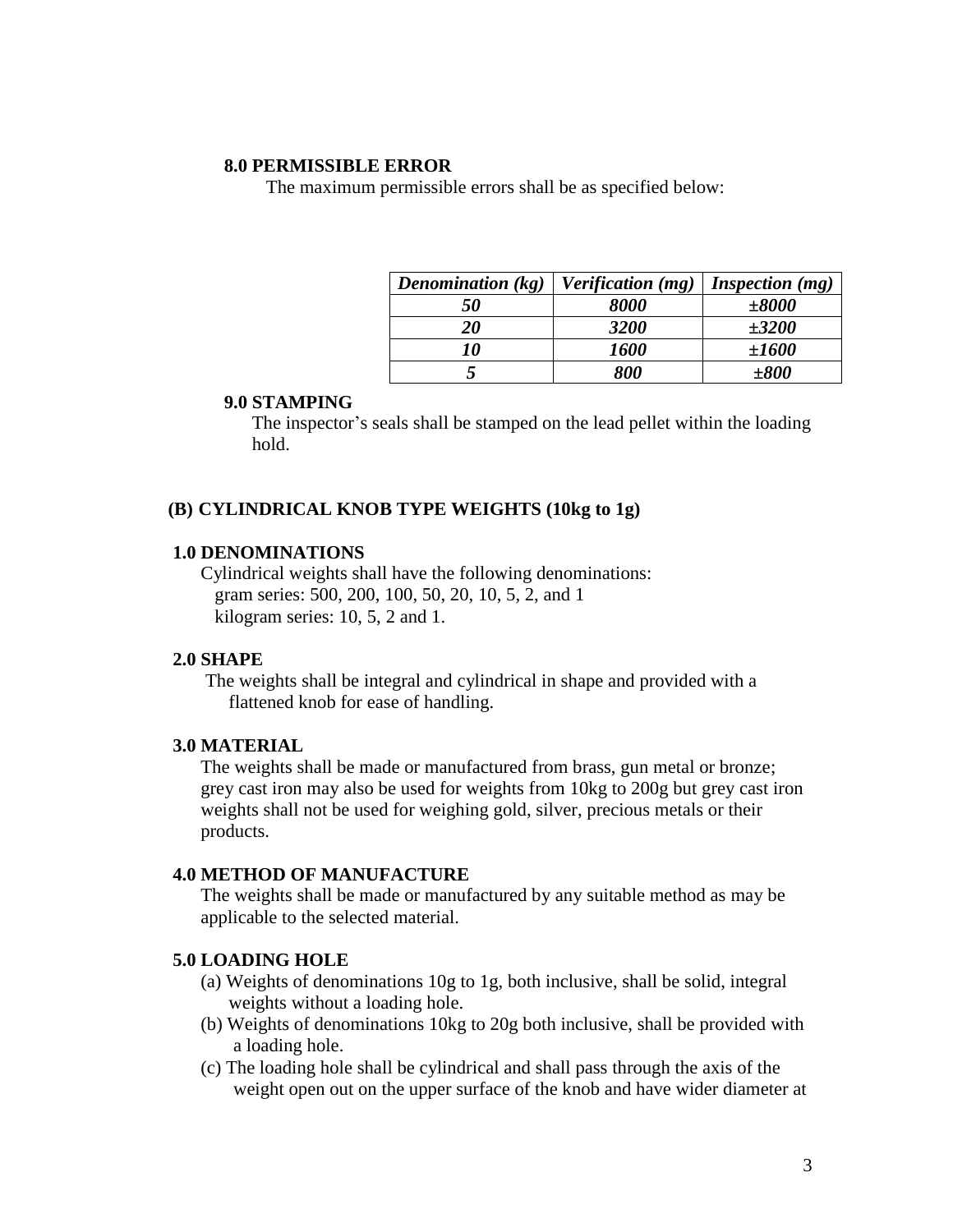### 8.0 PERMISSIBLE ERROR

The maximum permissible errors shall be as specified below:

| ***Denomination (kg)*** | ***Verification (mg)*** | ***Inspection (mg)*** |
|---|---|---|
| ***50*** | ***8000*** | ***±8000*** |
| ***20*** | ***3200*** | ***±3200*** |
| ***10*** | ***1600*** | ***±1600*** |
| ***5*** | ***800*** | ***±800*** |

### 9.0 STAMPING

The inspector's seals shall be stamped on the lead pellet within the loading hold.

## (B) CYLINDRICAL KNOB TYPE WEIGHTS (10kg to 1g)

### 1.0 DENOMINATIONS

Cylindrical weights shall have the following denominations:
gram series: 500, 200, 100, 50, 20, 10, 5, 2, and 1
kilogram series: 10, 5, 2 and 1.

### 2.0 SHAPE

The weights shall be integral and cylindrical in shape and provided with a flattened knob for ease of handling.

### 3.0 MATERIAL

The weights shall be made or manufactured from brass, gun metal or bronze; grey cast iron may also be used for weights from 10kg to 200g but grey cast iron weights shall not be used for weighing gold, silver, precious metals or their products.

### 4.0 METHOD OF MANUFACTURE

The weights shall be made or manufactured by any suitable method as may be applicable to the selected material.

### 5.0 LOADING HOLE

(a) Weights of denominations 10g to 1g, both inclusive, shall be solid, integral weights without a loading hole.

(b) Weights of denominations 10kg to 20g both inclusive, shall be provided with a loading hole.

(c) The loading hole shall be cylindrical and shall pass through the axis of the weight open out on the upper surface of the knob and have wider diameter at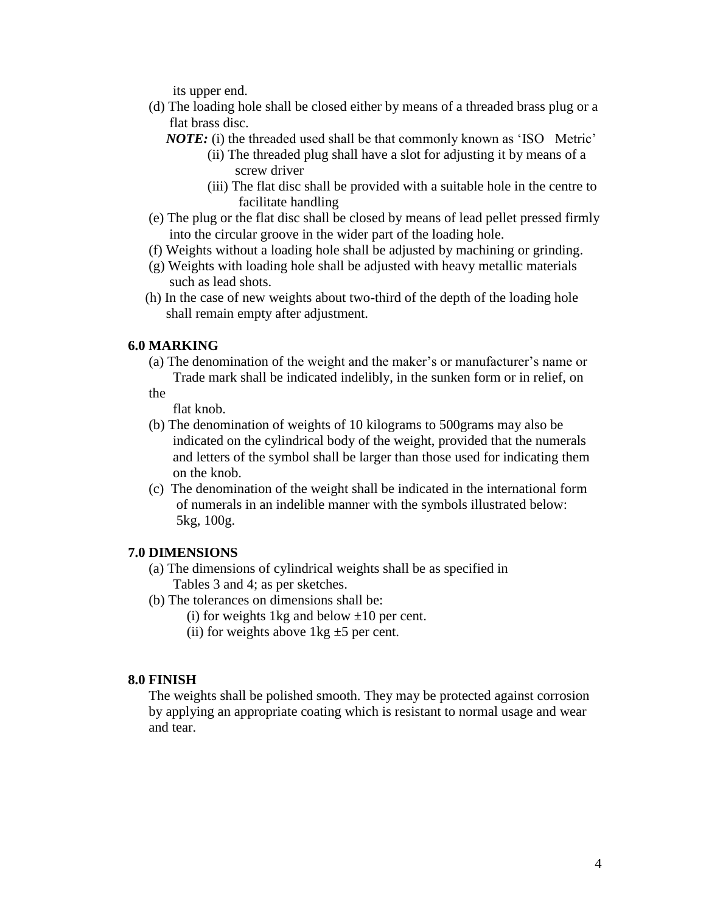its upper end.

(d) The loading hole shall be closed either by means of a threaded brass plug or a flat brass disc.

*NOTE:* (i) the threaded used shall be that commonly known as 'ISO Metric'

(ii) The threaded plug shall have a slot for adjusting it by means of a screw driver

(iii) The flat disc shall be provided with a suitable hole in the centre to facilitate handling

(e) The plug or the flat disc shall be closed by means of lead pellet pressed firmly into the circular groove in the wider part of the loading hole.

(f) Weights without a loading hole shall be adjusted by machining or grinding.

(g) Weights with loading hole shall be adjusted with heavy metallic materials such as lead shots.

(h) In the case of new weights about two-third of the depth of the loading hole shall remain empty after adjustment.

## 6.0 MARKING

(a) The denomination of the weight and the maker's or manufacturer's name or Trade mark shall be indicated indelibly, in the sunken form or in relief, on the flat knob.

(b) The denomination of weights of 10 kilograms to 500grams may also be indicated on the cylindrical body of the weight, provided that the numerals and letters of the symbol shall be larger than those used for indicating them on the knob.

(c) The denomination of the weight shall be indicated in the international form of numerals in an indelible manner with the symbols illustrated below: 5kg, 100g.

## 7.0 DIMENSIONS

(a) The dimensions of cylindrical weights shall be as specified in Tables 3 and 4; as per sketches.

(b) The tolerances on dimensions shall be:

(i) for weights 1kg and below ±10 per cent.

(ii) for weights above 1kg ±5 per cent.

## 8.0 FINISH

The weights shall be polished smooth. They may be protected against corrosion by applying an appropriate coating which is resistant to normal usage and wear and tear.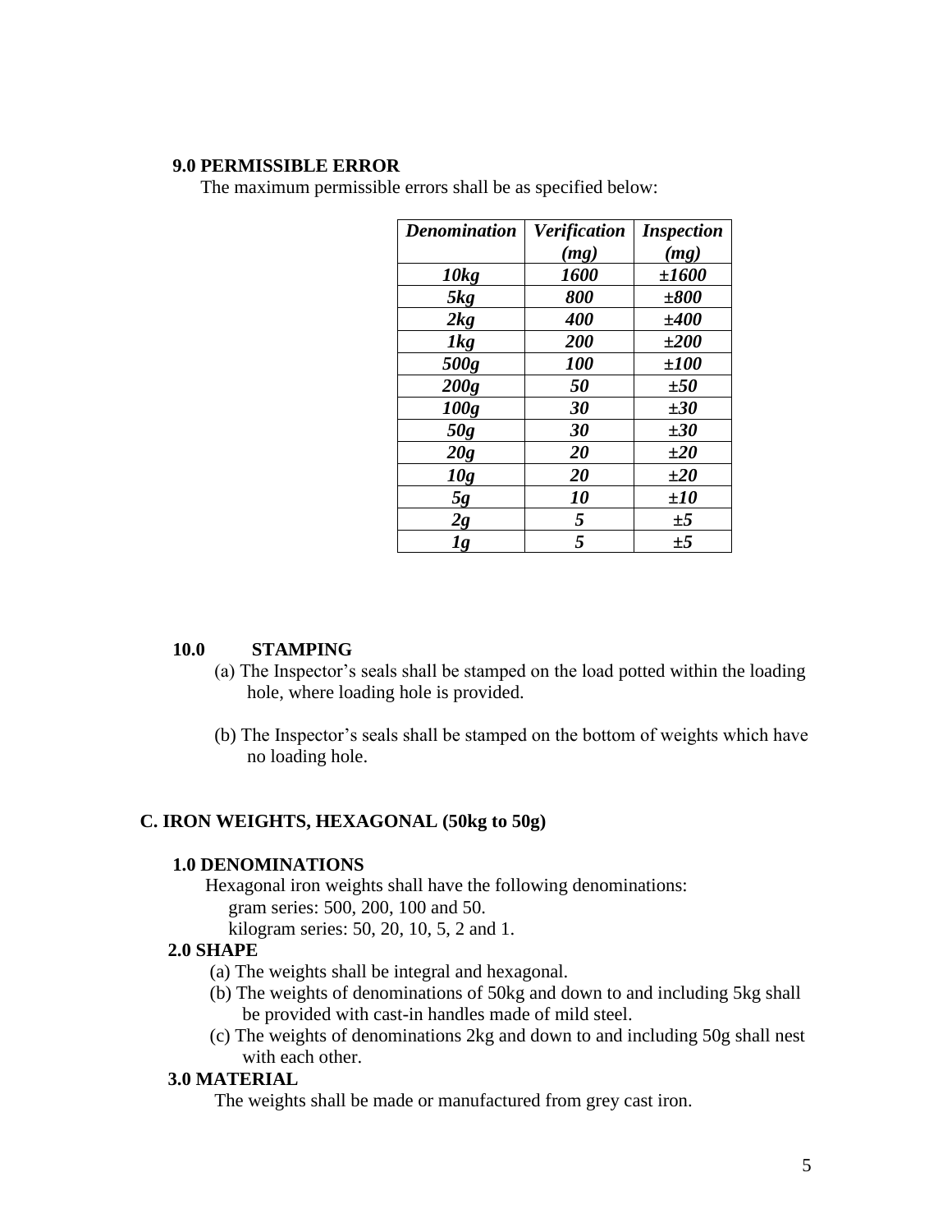### 9.0 PERMISSIBLE ERROR

The maximum permissible errors shall be as specified below:

| *Denomination* | *Verification (mg)* | *Inspection (mg)* |
|---|---|---|
| *10kg* | *1600* | *±1600* |
| *5kg* | *800* | *±800* |
| *2kg* | *400* | *±400* |
| *1kg* | *200* | *±200* |
| *500g* | *100* | *±100* |
| *200g* | *50* | *±50* |
| *100g* | *30* | *±30* |
| *50g* | *30* | *±30* |
| *20g* | *20* | *±20* |
| *10g* | *20* | *±20* |
| *5g* | *10* | *±10* |
| *2g* | *5* | *±5* |
| *1g* | *5* | *±5* |

### 10.0 STAMPING

(a) The Inspector's seals shall be stamped on the load potted within the loading hole, where loading hole is provided.

(b) The Inspector's seals shall be stamped on the bottom of weights which have no loading hole.

## C. IRON WEIGHTS, HEXAGONAL (50kg to 50g)

### 1.0 DENOMINATIONS

Hexagonal iron weights shall have the following denominations:

gram series: 500, 200, 100 and 50.

kilogram series: 50, 20, 10, 5, 2 and 1.

### 2.0 SHAPE

(a) The weights shall be integral and hexagonal.

(b) The weights of denominations of 50kg and down to and including 5kg shall be provided with cast-in handles made of mild steel.

(c) The weights of denominations 2kg and down to and including 50g shall nest with each other.

### 3.0 MATERIAL

The weights shall be made or manufactured from grey cast iron.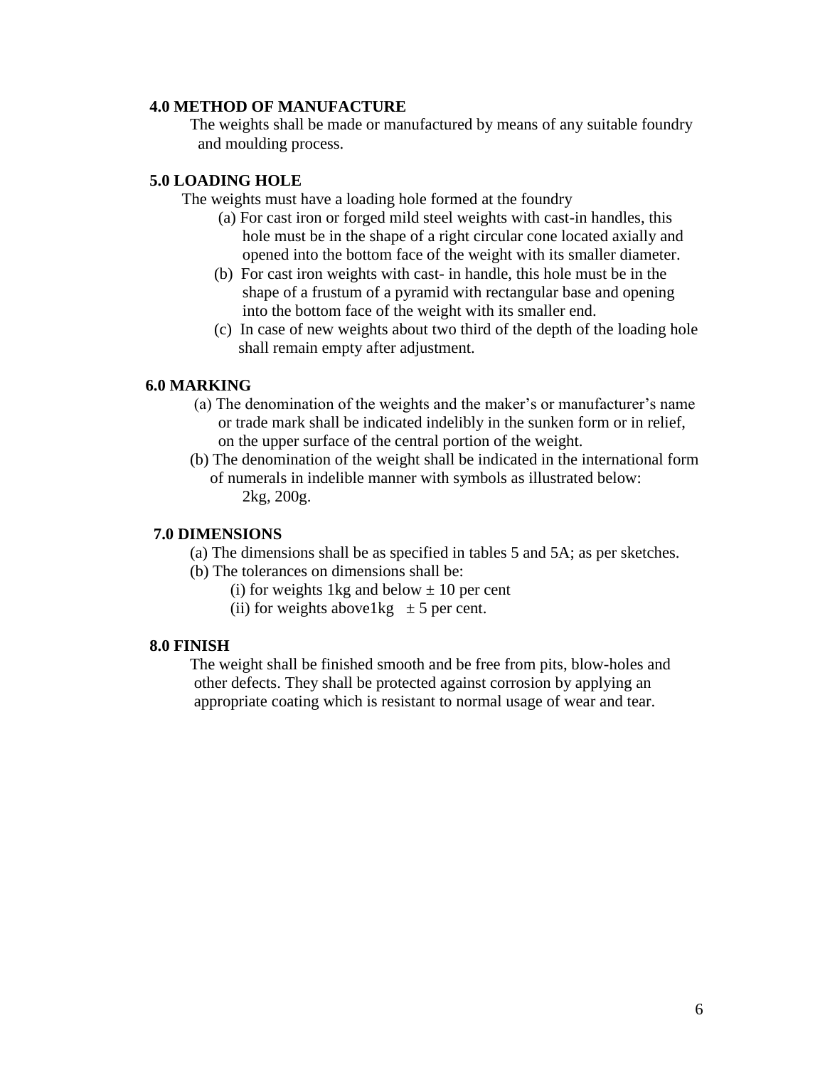## 4.0 METHOD OF MANUFACTURE

The weights shall be made or manufactured by means of any suitable foundry and moulding process.

## 5.0 LOADING HOLE

The weights must have a loading hole formed at the foundry

(a) For cast iron or forged mild steel weights with cast-in handles, this hole must be in the shape of a right circular cone located axially and opened into the bottom face of the weight with its smaller diameter.

(b) For cast iron weights with cast- in handle, this hole must be in the shape of a frustum of a pyramid with rectangular base and opening into the bottom face of the weight with its smaller end.

(c) In case of new weights about two third of the depth of the loading hole shall remain empty after adjustment.

## 6.0 MARKING

(a) The denomination of the weights and the maker's or manufacturer's name or trade mark shall be indicated indelibly in the sunken form or in relief, on the upper surface of the central portion of the weight.

(b) The denomination of the weight shall be indicated in the international form of numerals in indelible manner with symbols as illustrated below:
2kg, 200g.

## 7.0 DIMENSIONS

(a) The dimensions shall be as specified in tables 5 and 5A; as per sketches.

(b) The tolerances on dimensions shall be:

(i) for weights 1kg and below $\pm$ 10 per cent

(ii) for weights above1kg $\pm$ 5 per cent.

## 8.0 FINISH

The weight shall be finished smooth and be free from pits, blow-holes and other defects. They shall be protected against corrosion by applying an appropriate coating which is resistant to normal usage of wear and tear.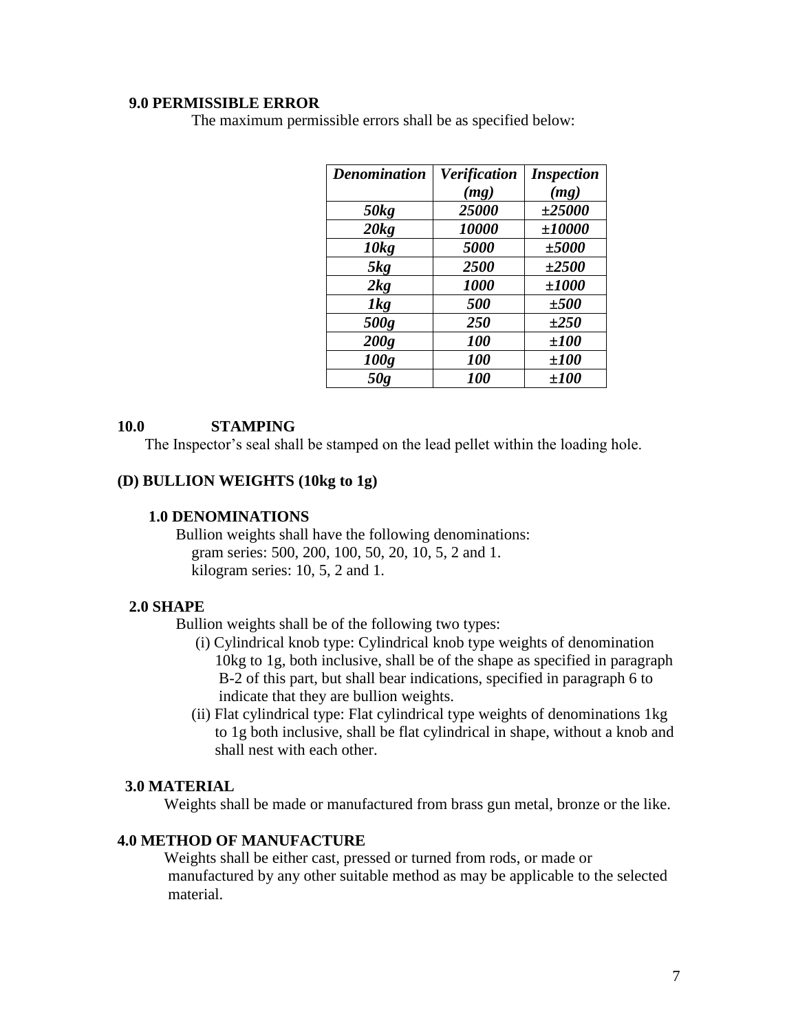**9.0 PERMISSIBLE ERROR**

The maximum permissible errors shall be as specified below:

| *Denomination* | *Verification (mg)* | *Inspection (mg)* |
|---|---|---|
| ***50kg*** | ***25000*** | ***±25000*** |
| ***20kg*** | ***10000*** | ***±10000*** |
| ***10kg*** | ***5000*** | ***±5000*** |
| ***5kg*** | ***2500*** | ***±2500*** |
| ***2kg*** | ***1000*** | ***±1000*** |
| ***1kg*** | ***500*** | ***±500*** |
| ***500g*** | ***250*** | ***±250*** |
| ***200g*** | ***100*** | ***±100*** |
| ***100g*** | ***100*** | ***±100*** |
| ***50g*** | ***100*** | ***±100*** |

**10.0 STAMPING**

The Inspector's seal shall be stamped on the lead pellet within the loading hole.

## (D) BULLION WEIGHTS (10kg to 1g)

**1.0 DENOMINATIONS**

Bullion weights shall have the following denominations:
gram series: 500, 200, 100, 50, 20, 10, 5, 2 and 1.
kilogram series: 10, 5, 2 and 1.

**2.0 SHAPE**

Bullion weights shall be of the following two types:

(i) Cylindrical knob type: Cylindrical knob type weights of denomination 10kg to 1g, both inclusive, shall be of the shape as specified in paragraph B-2 of this part, but shall bear indications, specified in paragraph 6 to indicate that they are bullion weights.

(ii) Flat cylindrical type: Flat cylindrical type weights of denominations 1kg to 1g both inclusive, shall be flat cylindrical in shape, without a knob and shall nest with each other.

**3.0 MATERIAL**

Weights shall be made or manufactured from brass gun metal, bronze or the like.

**4.0 METHOD OF MANUFACTURE**

Weights shall be either cast, pressed or turned from rods, or made or manufactured by any other suitable method as may be applicable to the selected material.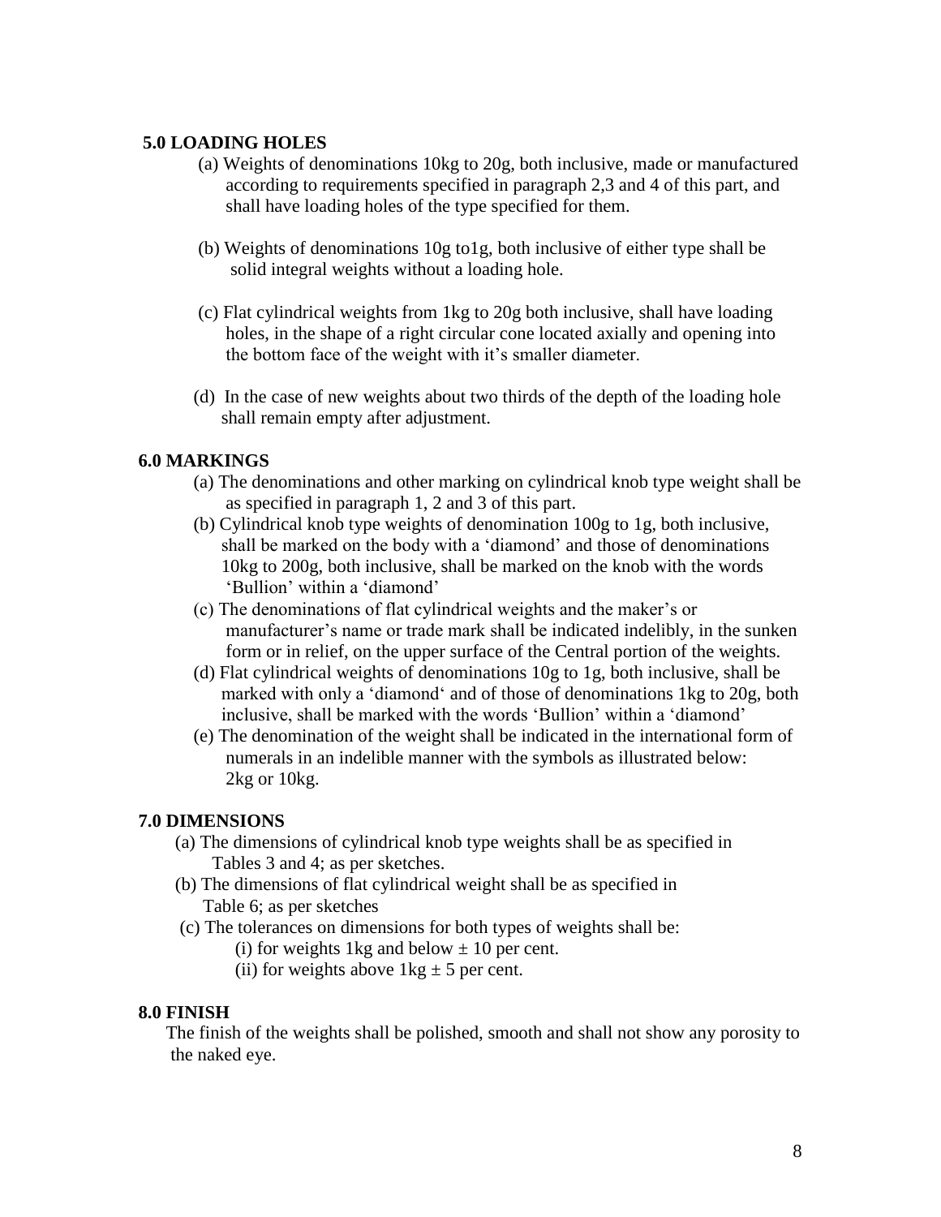## 5.0 LOADING HOLES

(a) Weights of denominations 10kg to 20g, both inclusive, made or manufactured according to requirements specified in paragraph 2,3 and 4 of this part, and shall have loading holes of the type specified for them.

(b) Weights of denominations 10g to1g, both inclusive of either type shall be solid integral weights without a loading hole.

(c) Flat cylindrical weights from 1kg to 20g both inclusive, shall have loading holes, in the shape of a right circular cone located axially and opening into the bottom face of the weight with it's smaller diameter.

(d) In the case of new weights about two thirds of the depth of the loading hole shall remain empty after adjustment.

## 6.0 MARKINGS

(a) The denominations and other marking on cylindrical knob type weight shall be as specified in paragraph 1, 2 and 3 of this part.

(b) Cylindrical knob type weights of denomination 100g to 1g, both inclusive, shall be marked on the body with a 'diamond' and those of denominations 10kg to 200g, both inclusive, shall be marked on the knob with the words 'Bullion' within a 'diamond'

(c) The denominations of flat cylindrical weights and the maker's or manufacturer's name or trade mark shall be indicated indelibly, in the sunken form or in relief, on the upper surface of the Central portion of the weights.

(d) Flat cylindrical weights of denominations 10g to 1g, both inclusive, shall be marked with only a 'diamond' and of those of denominations 1kg to 20g, both inclusive, shall be marked with the words 'Bullion' within a 'diamond'

(e) The denomination of the weight shall be indicated in the international form of numerals in an indelible manner with the symbols as illustrated below: 2kg or 10kg.

## 7.0 DIMENSIONS

(a) The dimensions of cylindrical knob type weights shall be as specified in Tables 3 and 4; as per sketches.

(b) The dimensions of flat cylindrical weight shall be as specified in Table 6; as per sketches

(c) The tolerances on dimensions for both types of weights shall be:

(i) for weights 1kg and below ± 10 per cent.

(ii) for weights above 1kg ± 5 per cent.

## 8.0 FINISH

The finish of the weights shall be polished, smooth and shall not show any porosity to the naked eye.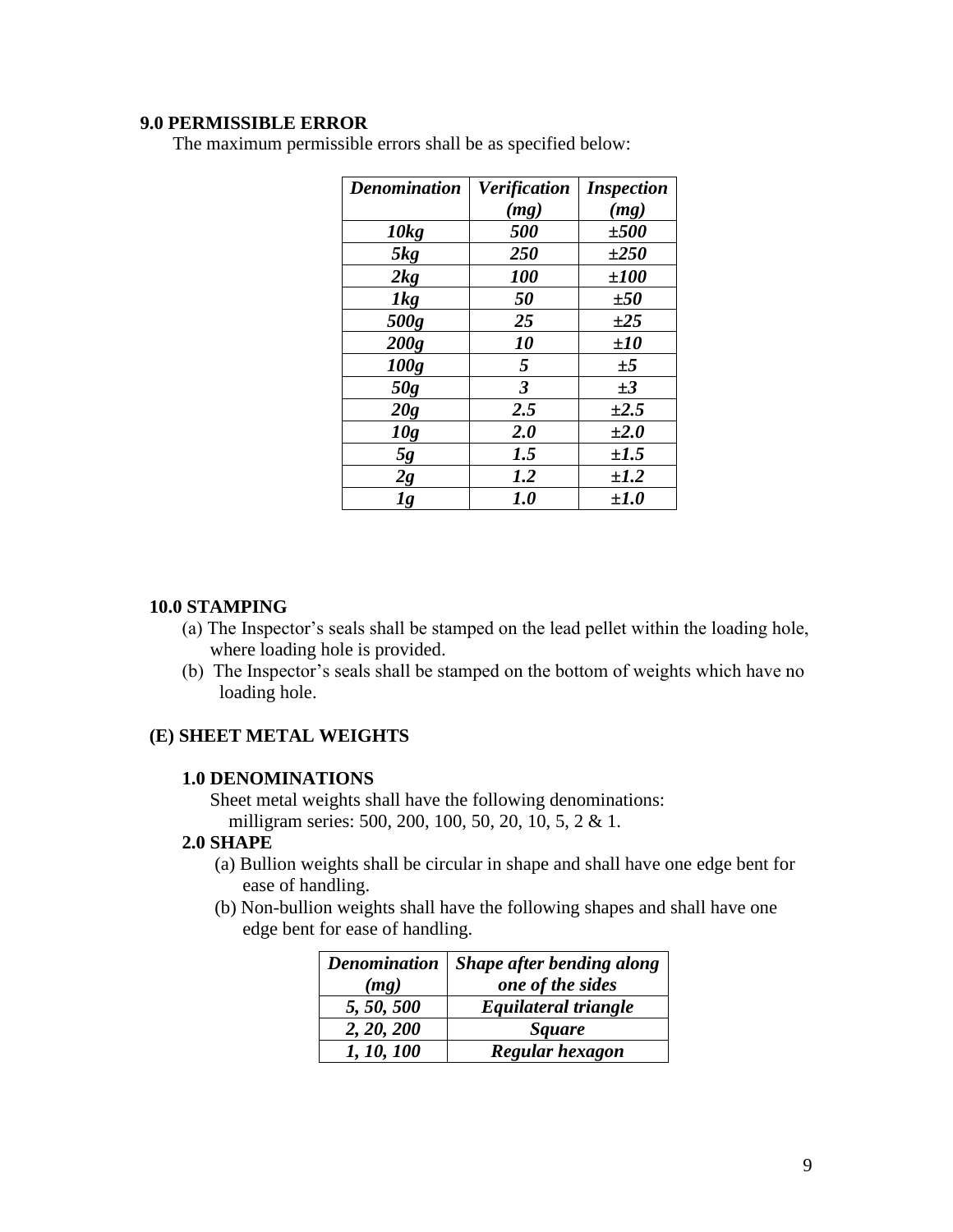### 9.0 PERMISSIBLE ERROR

The maximum permissible errors shall be as specified below:

| ***Denomination*** | ***Verification (mg)*** | ***Inspection (mg)*** |
|---|---|---|
| ***10kg*** | ***500*** | ***±500*** |
| ***5kg*** | ***250*** | ***±250*** |
| ***2kg*** | ***100*** | ***±100*** |
| ***1kg*** | ***50*** | ***±50*** |
| ***500g*** | ***25*** | ***±25*** |
| ***200g*** | ***10*** | ***±10*** |
| ***100g*** | ***5*** | ***±5*** |
| ***50g*** | ***3*** | ***±3*** |
| ***20g*** | ***2.5*** | ***±2.5*** |
| ***10g*** | ***2.0*** | ***±2.0*** |
| ***5g*** | ***1.5*** | ***±1.5*** |
| ***2g*** | ***1.2*** | ***±1.2*** |
| ***1g*** | ***1.0*** | ***±1.0*** |

### 10.0 STAMPING

(a) The Inspector's seals shall be stamped on the lead pellet within the loading hole, where loading hole is provided.

(b) The Inspector's seals shall be stamped on the bottom of weights which have no loading hole.

## (E) SHEET METAL WEIGHTS

### 1.0 DENOMINATIONS

Sheet metal weights shall have the following denominations:

milligram series: 500, 200, 100, 50, 20, 10, 5, 2 & 1.

### 2.0 SHAPE

(a) Bullion weights shall be circular in shape and shall have one edge bent for ease of handling.

(b) Non-bullion weights shall have the following shapes and shall have one edge bent for ease of handling.

| ***Denomination (mg)*** | ***Shape after bending along one of the sides*** |
|---|---|
| ***5, 50, 500*** | ***Equilateral triangle*** |
| ***2, 20, 200*** | ***Square*** |
| ***1, 10, 100*** | ***Regular hexagon*** |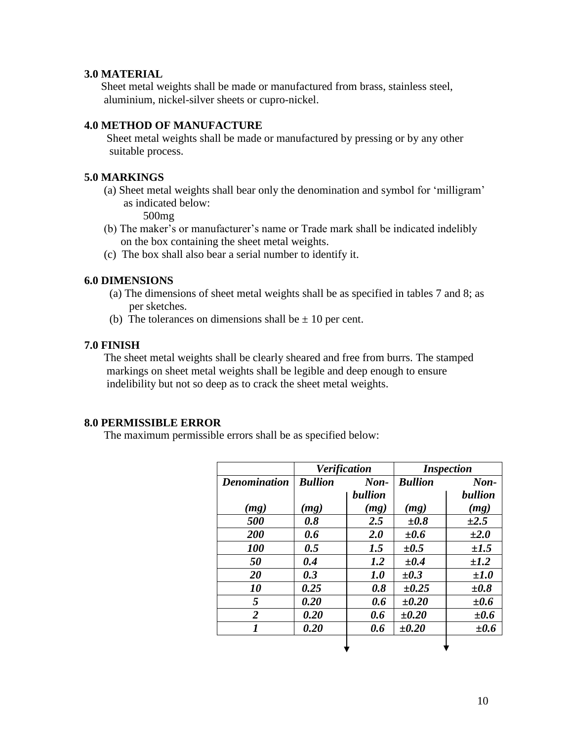## 3.0 MATERIAL

Sheet metal weights shall be made or manufactured from brass, stainless steel, aluminium, nickel-silver sheets or cupro-nickel.

## 4.0 METHOD OF MANUFACTURE

Sheet metal weights shall be made or manufactured by pressing or by any other suitable process.

## 5.0 MARKINGS

(a) Sheet metal weights shall bear only the denomination and symbol for 'milligram' as indicated below:

500mg

(b) The maker's or manufacturer's name or Trade mark shall be indicated indelibly on the box containing the sheet metal weights.

(c) The box shall also bear a serial number to identify it.

## 6.0 DIMENSIONS

(a) The dimensions of sheet metal weights shall be as specified in tables 7 and 8; as per sketches.

(b) The tolerances on dimensions shall be ± 10 per cent.

## 7.0 FINISH

The sheet metal weights shall be clearly sheared and free from burrs. The stamped markings on sheet metal weights shall be legible and deep enough to ensure indelibility but not so deep as to crack the sheet metal weights.

## 8.0 PERMISSIBLE ERROR

The maximum permissible errors shall be as specified below:

| | ***Verification*** | | ***Inspection*** | |
|---|---|---|---|---|
| ***Denomination (mg)*** | ***Bullion (mg)*** | ***Non-bullion (mg)*** | ***Bullion (mg)*** | ***Non-bullion (mg)*** |
| ***500*** | ***0.8*** | ***2.5*** | ***±0.8*** | ***±2.5*** |
| ***200*** | ***0.6*** | ***2.0*** | ***±0.6*** | ***±2.0*** |
| ***100*** | ***0.5*** | ***1.5*** | ***±0.5*** | ***±1.5*** |
| ***50*** | ***0.4*** | ***1.2*** | ***±0.4*** | ***±1.2*** |
| ***20*** | ***0.3*** | ***1.0*** | ***±0.3*** | ***±1.0*** |
| ***10*** | ***0.25*** | ***0.8*** | ***±0.25*** | ***±0.8*** |
| ***5*** | ***0.20*** | ***0.6*** | ***±0.20*** | ***±0.6*** |
| ***2*** | ***0.20*** | ***0.6*** | ***±0.20*** | ***±0.6*** |
| ***1*** | ***0.20*** | ***0.6*** | ***±0.20*** | ***±0.6*** |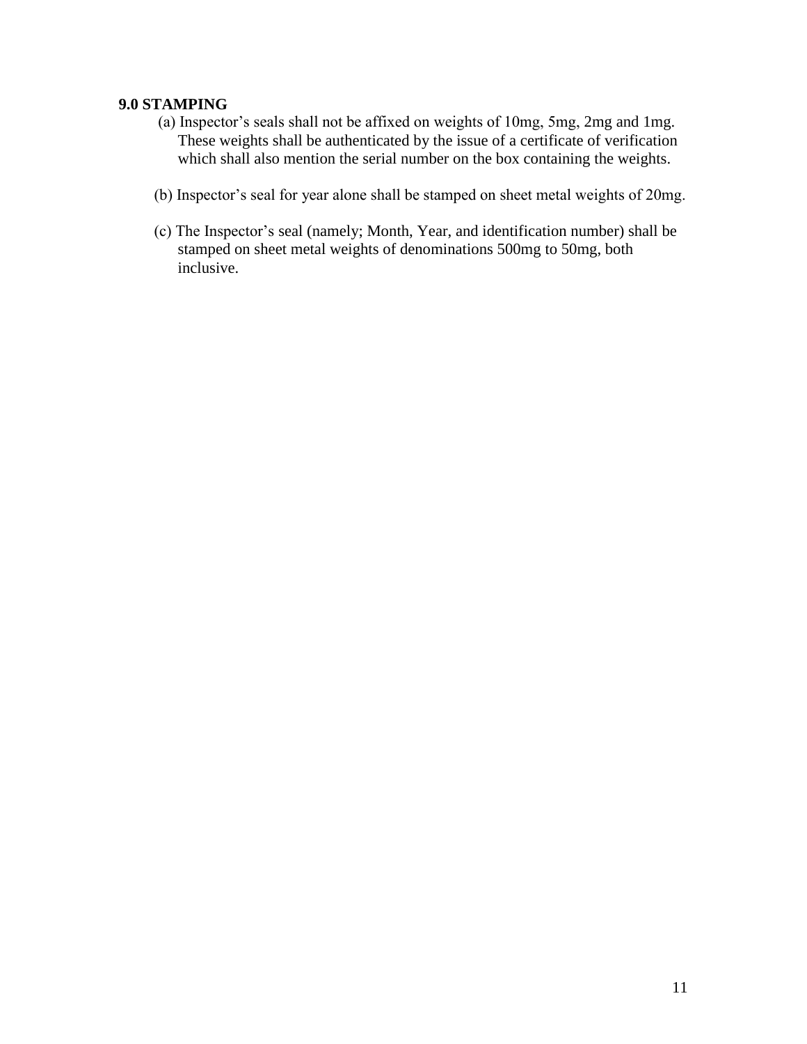**9.0 STAMPING**

(a) Inspector's seals shall not be affixed on weights of 10mg, 5mg, 2mg and 1mg. These weights shall be authenticated by the issue of a certificate of verification which shall also mention the serial number on the box containing the weights.

(b) Inspector's seal for year alone shall be stamped on sheet metal weights of 20mg.

(c) The Inspector's seal (namely; Month, Year, and identification number) shall be stamped on sheet metal weights of denominations 500mg to 50mg, both inclusive.